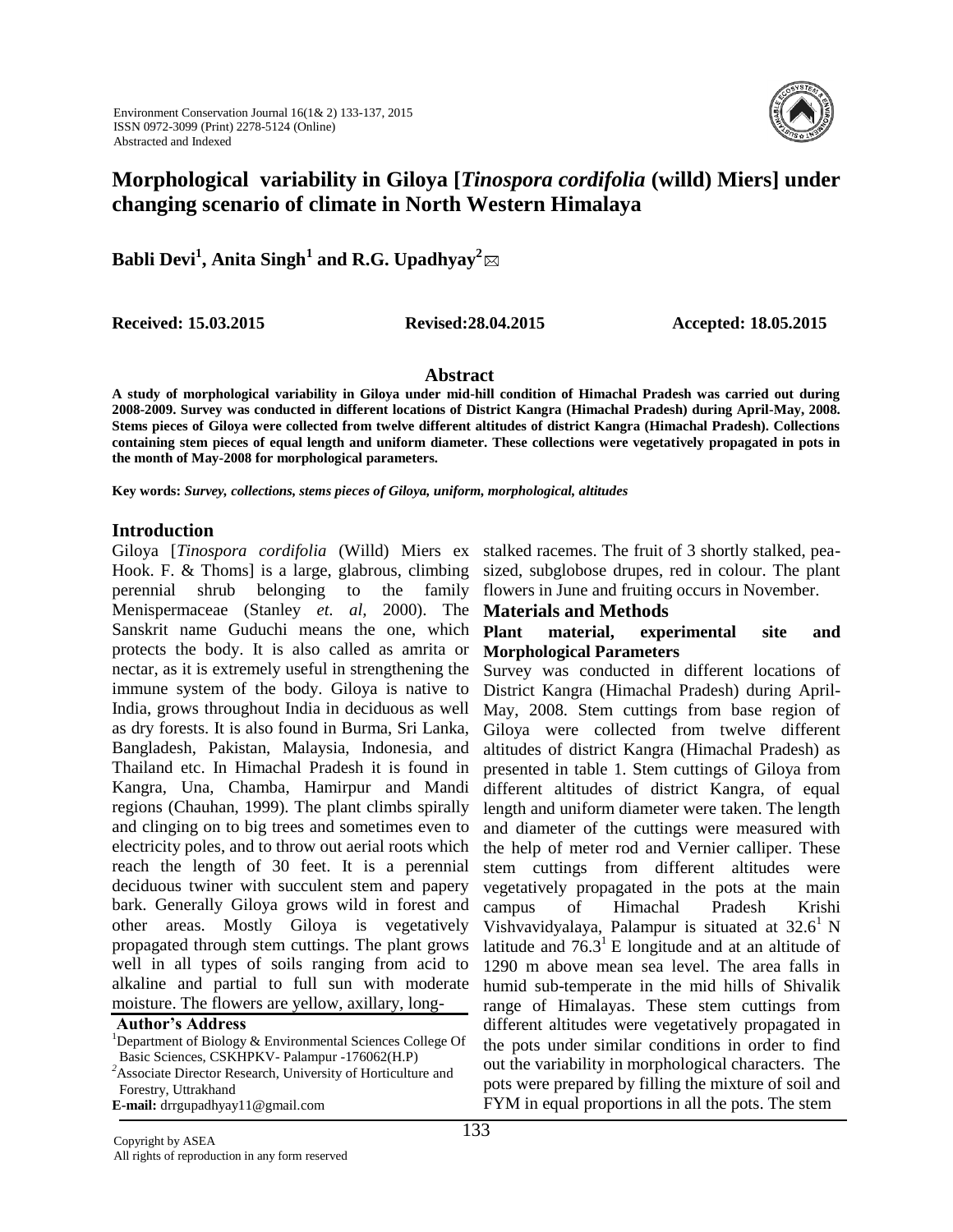# Morphological variability in Giloya [*Tinospora cordifolia* (willd) Miers] under changing scenario of climate in North Western Himalaya

**Babli Devi[1], Anita Singh[1] and R.G. Upadhyay[2]** ✉

**Received: 15.03.2015** **Revised:28.04.2015** **Accepted: 18.05.2015**

## Abstract

**A study of morphological variability in Giloya under mid-hill condition of Himachal Pradesh was carried out during 2008-2009. Survey was conducted in different locations of District Kangra (Himachal Pradesh) during April-May, 2008. Stems pieces of Giloya were collected from twelve different altitudes of district Kangra (Himachal Pradesh). Collections containing stem pieces of equal length and uniform diameter. These collections were vegetatively propagated in pots in the month of May-2008 for morphological parameters.**

**Key words:** ***Survey, collections, stems pieces of Giloya, uniform, morphological, altitudes***

## Introduction

Giloya [*Tinospora cordifolia* (Willd) Miers ex Hook. F. & Thoms] is a large, glabrous, climbing perennial shrub belonging to the family Menispermaceae (Stanley *et. al,* 2000). The Sanskrit name Guduchi means the one, which protects the body. It is also called as amrita or nectar, as it is extremely useful in strengthening the immune system of the body. Giloya is native to India, grows throughout India in deciduous as well as dry forests. It is also found in Burma, Sri Lanka, Bangladesh, Pakistan, Malaysia, Indonesia, and Thailand etc. In Himachal Pradesh it is found in Kangra, Una, Chamba, Hamirpur and Mandi regions (Chauhan, 1999). The plant climbs spirally and clinging on to big trees and sometimes even to electricity poles, and to throw out aerial roots which reach the length of 30 feet. It is a perennial deciduous twiner with succulent stem and papery bark. Generally Giloya grows wild in forest and other areas. Mostly Giloya is vegetatively propagated through stem cuttings. The plant grows well in all types of soils ranging from acid to alkaline and partial to full sun with moderate moisture. The flowers are yellow, axillary, long-stalked racemes. The fruit of 3 shortly stalked, pea-sized, subglobose drupes, red in colour. The plant flowers in June and fruiting occurs in November.

## Materials and Methods

### Plant material, experimental site and Morphological Parameters

Survey was conducted in different locations of District Kangra (Himachal Pradesh) during April-May, 2008. Stem cuttings from base region of Giloya were collected from twelve different altitudes of district Kangra (Himachal Pradesh) as presented in table 1. Stem cuttings of Giloya from different altitudes of district Kangra, of equal length and uniform diameter were taken. The length and diameter of the cuttings were measured with the help of meter rod and Vernier calliper. These stem cuttings from different altitudes were vegetatively propagated in the pots at the main campus of Himachal Pradesh Krishi Vishvavidyalaya, Palampur is situated at $32.6^{1}$ N latitude and $76.3^{1}$ E longitude and at an altitude of 1290 m above mean sea level. The area falls in humid sub-temperate in the mid hills of Shivalik range of Himalayas. These stem cuttings from different altitudes were vegetatively propagated in the pots under similar conditions in order to find out the variability in morphological characters. The pots were prepared by filling the mixture of soil and FYM in equal proportions in all the pots. The stem

**Author's Address**

[1]Department of Biology & Environmental Sciences College Of Basic Sciences, CSKHPKV- Palampur -176062(H.P)

[2]Associate Director Research, University of Horticulture and Forestry, Uttrakhand

**E-mail:** drrgupadhyay11@gmail.com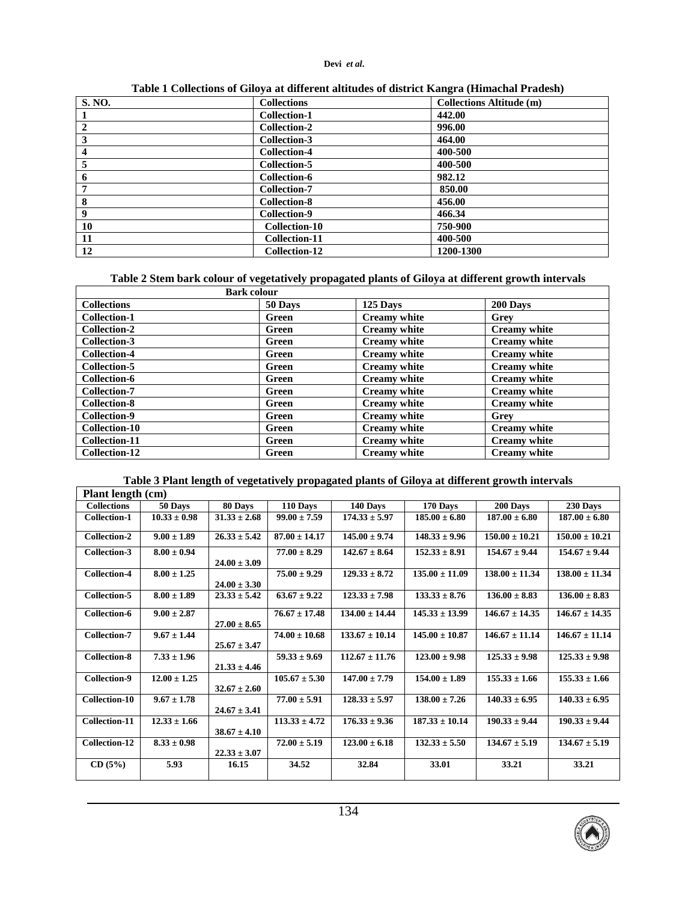**Table 1 Collections of Giloya at different altitudes of district Kangra (Himachal Pradesh)**

| S. NO. | Collections | Collections Altitude (m) |
|---|---|---|
| 1 | Collection-1 | 442.00 |
| 2 | Collection-2 | 996.00 |
| 3 | Collection-3 | 464.00 |
| 4 | Collection-4 | 400-500 |
| 5 | Collection-5 | 400-500 |
| 6 | Collection-6 | 982.12 |
| 7 | Collection-7 | 850.00 |
| 8 | Collection-8 | 456.00 |
| 9 | Collection-9 | 466.34 |
| 10 | Collection-10 | 750-900 |
| 11 | Collection-11 | 400-500 |
| 12 | Collection-12 | 1200-1300 |

**Table 2 Stem bark colour of vegetatively propagated plants of Giloya at different growth intervals**

| Bark colour | | | |
|---|---|---|---|
| Collections | 50 Days | 125 Days | 200 Days |
| Collection-1 | Green | Creamy white | Grey |
| Collection-2 | Green | Creamy white | Creamy white |
| Collection-3 | Green | Creamy white | Creamy white |
| Collection-4 | Green | Creamy white | Creamy white |
| Collection-5 | Green | Creamy white | Creamy white |
| Collection-6 | Green | Creamy white | Creamy white |
| Collection-7 | Green | Creamy white | Creamy white |
| Collection-8 | Green | Creamy white | Creamy white |
| Collection-9 | Green | Creamy white | Grey |
| Collection-10 | Green | Creamy white | Creamy white |
| Collection-11 | Green | Creamy white | Creamy white |
| Collection-12 | Green | Creamy white | Creamy white |

**Table 3 Plant length of vegetatively propagated plants of Giloya at different growth intervals**

| Plant length (cm) | | | | | | | |
|---|---|---|---|---|---|---|---|
| Collections | 50 Days | 80 Days | 110 Days | 140 Days | 170 Days | 200 Days | 230 Days |
| Collection-1 | 10.33 ± 0.98 | 31.33 ± 2.68 | 99.00 ± 7.59 | 174.33 ± 5.97 | 185.00 ± 6.80 | 187.00 ± 6.80 | 187.00 ± 6.80 |
| Collection-2 | 9.00 ± 1.89 | 26.33 ± 5.42 | 87.00 ± 14.17 | 145.00 ± 9.74 | 148.33 ± 9.96 | 150.00 ± 10.21 | 150.00 ± 10.21 |
| Collection-3 | 8.00 ± 0.94 | 24.00 ± 3.09 | 77.00 ± 8.29 | 142.67 ± 8.64 | 152.33 ± 8.91 | 154.67 ± 9.44 | 154.67 ± 9.44 |
| Collection-4 | 8.00 ± 1.25 | 24.00 ± 3.30 | 75.00 ± 9.29 | 129.33 ± 8.72 | 135.00 ± 11.09 | 138.00 ± 11.34 | 138.00 ± 11.34 |
| Collection-5 | 8.00 ± 1.89 | 23.33 ± 5.42 | 63.67 ± 9.22 | 123.33 ± 7.98 | 133.33 ± 8.76 | 136.00 ± 8.83 | 136.00 ± 8.83 |
| Collection-6 | 9.00 ± 2.87 | 27.00 ± 8.65 | 76.67 ± 17.48 | 134.00 ± 14.44 | 145.33 ± 13.99 | 146.67 ± 14.35 | 146.67 ± 14.35 |
| Collection-7 | 9.67 ± 1.44 | 25.67 ± 3.47 | 74.00 ± 10.68 | 133.67 ± 10.14 | 145.00 ± 10.87 | 146.67 ± 11.14 | 146.67 ± 11.14 |
| Collection-8 | 7.33 ± 1.96 | 21.33 ± 4.46 | 59.33 ± 9.69 | 112.67 ± 11.76 | 123.00 ± 9.98 | 125.33 ± 9.98 | 125.33 ± 9.98 |
| Collection-9 | 12.00 ± 1.25 | 32.67 ± 2.60 | 105.67 ± 5.30 | 147.00 ± 7.79 | 154.00 ± 1.89 | 155.33 ± 1.66 | 155.33 ± 1.66 |
| Collection-10 | 9.67 ± 1.78 | 24.67 ± 3.41 | 77.00 ± 5.91 | 128.33 ± 5.97 | 138.00 ± 7.26 | 140.33 ± 6.95 | 140.33 ± 6.95 |
| Collection-11 | 12.33 ± 1.66 | 38.67 ± 4.10 | 113.33 ± 4.72 | 176.33 ± 9.36 | 187.33 ± 10.14 | 190.33 ± 9.44 | 190.33 ± 9.44 |
| Collection-12 | 8.33 ± 0.98 | 22.33 ± 3.07 | 72.00 ± 5.19 | 123.00 ± 6.18 | 132.33 ± 5.50 | 134.67 ± 5.19 | 134.67 ± 5.19 |
| CD (5%) | 5.93 | 16.15 | 34.52 | 32.84 | 33.01 | 33.21 | 33.21 |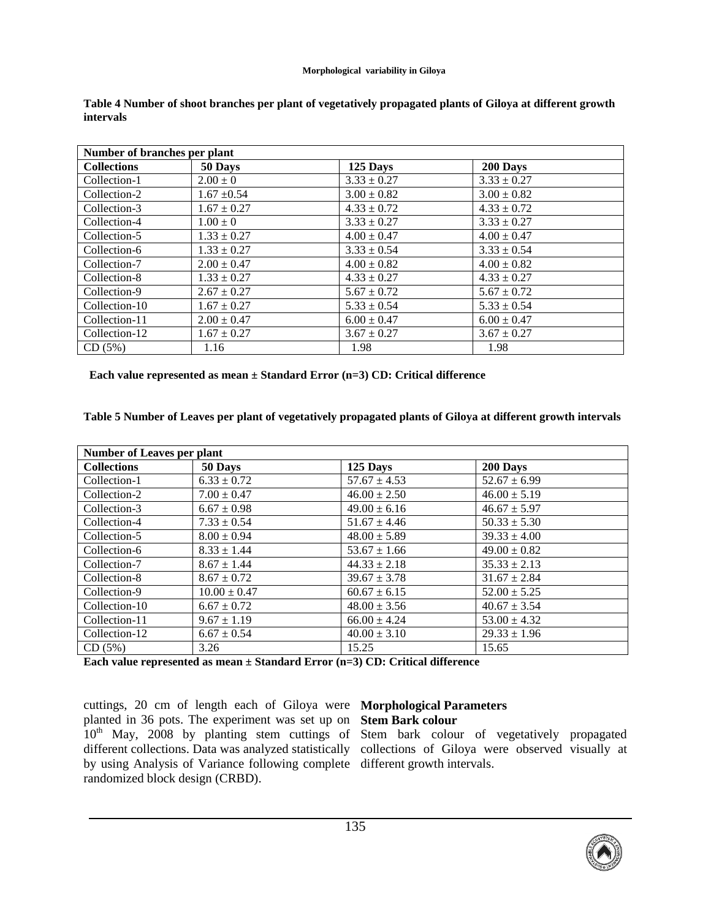**Table 4 Number of shoot branches per plant of vegetatively propagated plants of Giloya at different growth intervals**

| Number of branches per plant | | | |
|---|---|---|---|
| **Collections** | **50 Days** | **125 Days** | **200 Days** |
| Collection-1 | 2.00 ± 0 | 3.33 ± 0.27 | 3.33 ± 0.27 |
| Collection-2 | 1.67 ±0.54 | 3.00 ± 0.82 | 3.00 ± 0.82 |
| Collection-3 | 1.67 ± 0.27 | 4.33 ± 0.72 | 4.33 ± 0.72 |
| Collection-4 | 1.00 ± 0 | 3.33 ± 0.27 | 3.33 ± 0.27 |
| Collection-5 | 1.33 ± 0.27 | 4.00 ± 0.47 | 4.00 ± 0.47 |
| Collection-6 | 1.33 ± 0.27 | 3.33 ± 0.54 | 3.33 ± 0.54 |
| Collection-7 | 2.00 ± 0.47 | 4.00 ± 0.82 | 4.00 ± 0.82 |
| Collection-8 | 1.33 ± 0.27 | 4.33 ± 0.27 | 4.33 ± 0.27 |
| Collection-9 | 2.67 ± 0.27 | 5.67 ± 0.72 | 5.67 ± 0.72 |
| Collection-10 | 1.67 ± 0.27 | 5.33 ± 0.54 | 5.33 ± 0.54 |
| Collection-11 | 2.00 ± 0.47 | 6.00 ± 0.47 | 6.00 ± 0.47 |
| Collection-12 | 1.67 ± 0.27 | 3.67 ± 0.27 | 3.67 ± 0.27 |
| CD (5%) | 1.16 | 1.98 | 1.98 |

**Each value represented as mean ± Standard Error (n=3) CD: Critical difference**

**Table 5 Number of Leaves per plant of vegetatively propagated plants of Giloya at different growth intervals**

| Number of Leaves per plant | | | |
|---|---|---|---|
| **Collections** | **50 Days** | **125 Days** | **200 Days** |
| Collection-1 | 6.33 ± 0.72 | 57.67 ± 4.53 | 52.67 ± 6.99 |
| Collection-2 | 7.00 ± 0.47 | 46.00 ± 2.50 | 46.00 ± 5.19 |
| Collection-3 | 6.67 ± 0.98 | 49.00 ± 6.16 | 46.67 ± 5.97 |
| Collection-4 | 7.33 ± 0.54 | 51.67 ± 4.46 | 50.33 ± 5.30 |
| Collection-5 | 8.00 ± 0.94 | 48.00 ± 5.89 | 39.33 ± 4.00 |
| Collection-6 | 8.33 ± 1.44 | 53.67 ± 1.66 | 49.00 ± 0.82 |
| Collection-7 | 8.67 ± 1.44 | 44.33 ± 2.18 | 35.33 ± 2.13 |
| Collection-8 | 8.67 ± 0.72 | 39.67 ± 3.78 | 31.67 ± 2.84 |
| Collection-9 | 10.00 ± 0.47 | 60.67 ± 6.15 | 52.00 ± 5.25 |
| Collection-10 | 6.67 ± 0.72 | 48.00 ± 3.56 | 40.67 ± 3.54 |
| Collection-11 | 9.67 ± 1.19 | 66.00 ± 4.24 | 53.00 ± 4.32 |
| Collection-12 | 6.67 ± 0.54 | 40.00 ± 3.10 | 29.33 ± 1.96 |
| CD (5%) | 3.26 | 15.25 | 15.65 |

**Each value represented as mean ± Standard Error (n=3) CD: Critical difference**

cuttings, 20 cm of length each of Giloya were planted in 36 pots. The experiment was set up on 10th May, 2008 by planting stem cuttings of different collections. Data was analyzed statistically by using Analysis of Variance following complete randomized block design (CRBD).

**Morphological Parameters**

**Stem Bark colour**

Stem bark colour of vegetatively propagated collections of Giloya were observed visually at different growth intervals.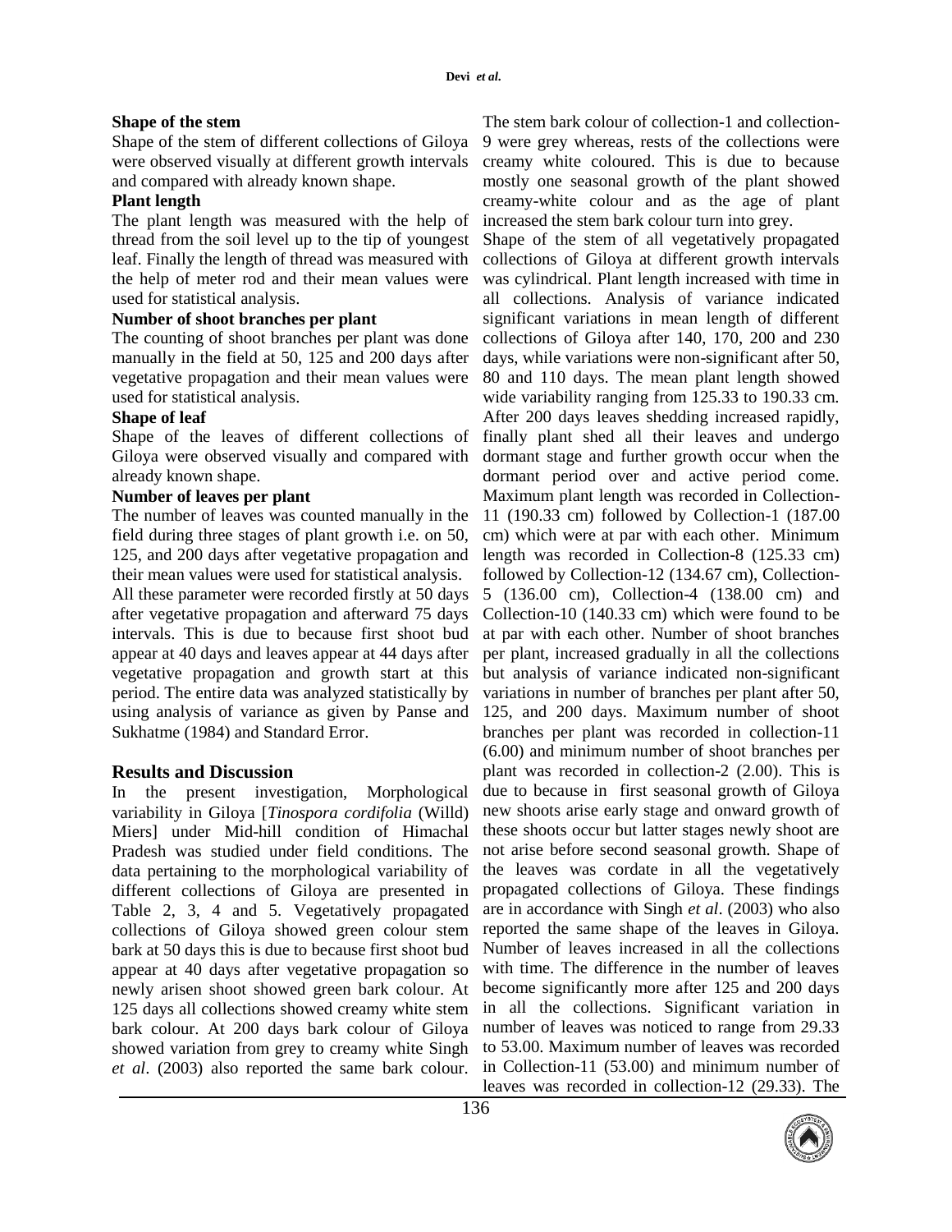**Shape of the stem**

Shape of the stem of different collections of Giloya were observed visually at different growth intervals and compared with already known shape.

**Plant length**

The plant length was measured with the help of thread from the soil level up to the tip of youngest leaf. Finally the length of thread was measured with the help of meter rod and their mean values were used for statistical analysis.

**Number of shoot branches per plant**

The counting of shoot branches per plant was done manually in the field at 50, 125 and 200 days after vegetative propagation and their mean values were used for statistical analysis.

**Shape of leaf**

Shape of the leaves of different collections of Giloya were observed visually and compared with already known shape.

**Number of leaves per plant**

The number of leaves was counted manually in the field during three stages of plant growth i.e. on 50, 125, and 200 days after vegetative propagation and their mean values were used for statistical analysis.

All these parameter were recorded firstly at 50 days after vegetative propagation and afterward 75 days intervals. This is due to because first shoot bud appear at 40 days and leaves appear at 44 days after vegetative propagation and growth start at this period. The entire data was analyzed statistically by using analysis of variance as given by Panse and Sukhatme (1984) and Standard Error.

## Results and Discussion

In the present investigation, Morphological variability in Giloya [*Tinospora cordifolia* (Willd) Miers] under Mid-hill condition of Himachal Pradesh was studied under field conditions. The data pertaining to the morphological variability of different collections of Giloya are presented in Table 2, 3, 4 and 5. Vegetatively propagated collections of Giloya showed green colour stem bark at 50 days this is due to because first shoot bud appear at 40 days after vegetative propagation so newly arisen shoot showed green bark colour. At 125 days all collections showed creamy white stem bark colour. At 200 days bark colour of Giloya showed variation from grey to creamy white Singh *et al*. (2003) also reported the same bark colour. The stem bark colour of collection-1 and collection-9 were grey whereas, rests of the collections were creamy white coloured. This is due to because mostly one seasonal growth of the plant showed creamy-white colour and as the age of plant increased the stem bark colour turn into grey.

Shape of the stem of all vegetatively propagated collections of Giloya at different growth intervals was cylindrical. Plant length increased with time in all collections. Analysis of variance indicated significant variations in mean length of different collections of Giloya after 140, 170, 200 and 230 days, while variations were non-significant after 50, 80 and 110 days. The mean plant length showed wide variability ranging from 125.33 to 190.33 cm. After 200 days leaves shedding increased rapidly, finally plant shed all their leaves and undergo dormant stage and further growth occur when the dormant period over and active period come. Maximum plant length was recorded in Collection-11 (190.33 cm) followed by Collection-1 (187.00 cm) which were at par with each other. Minimum length was recorded in Collection-8 (125.33 cm) followed by Collection-12 (134.67 cm), Collection-5 (136.00 cm), Collection-4 (138.00 cm) and Collection-10 (140.33 cm) which were found to be at par with each other. Number of shoot branches per plant, increased gradually in all the collections but analysis of variance indicated non-significant variations in number of branches per plant after 50, 125, and 200 days. Maximum number of shoot branches per plant was recorded in collection-11 (6.00) and minimum number of shoot branches per plant was recorded in collection-2 (2.00). This is due to because in first seasonal growth of Giloya new shoots arise early stage and onward growth of these shoots occur but latter stages newly shoot are not arise before second seasonal growth. Shape of the leaves was cordate in all the vegetatively propagated collections of Giloya. These findings are in accordance with Singh *et al*. (2003) who also reported the same shape of the leaves in Giloya. Number of leaves increased in all the collections with time. The difference in the number of leaves become significantly more after 125 and 200 days in all the collections. Significant variation in number of leaves was noticed to range from 29.33 to 53.00. Maximum number of leaves was recorded in Collection-11 (53.00) and minimum number of leaves was recorded in collection-12 (29.33). The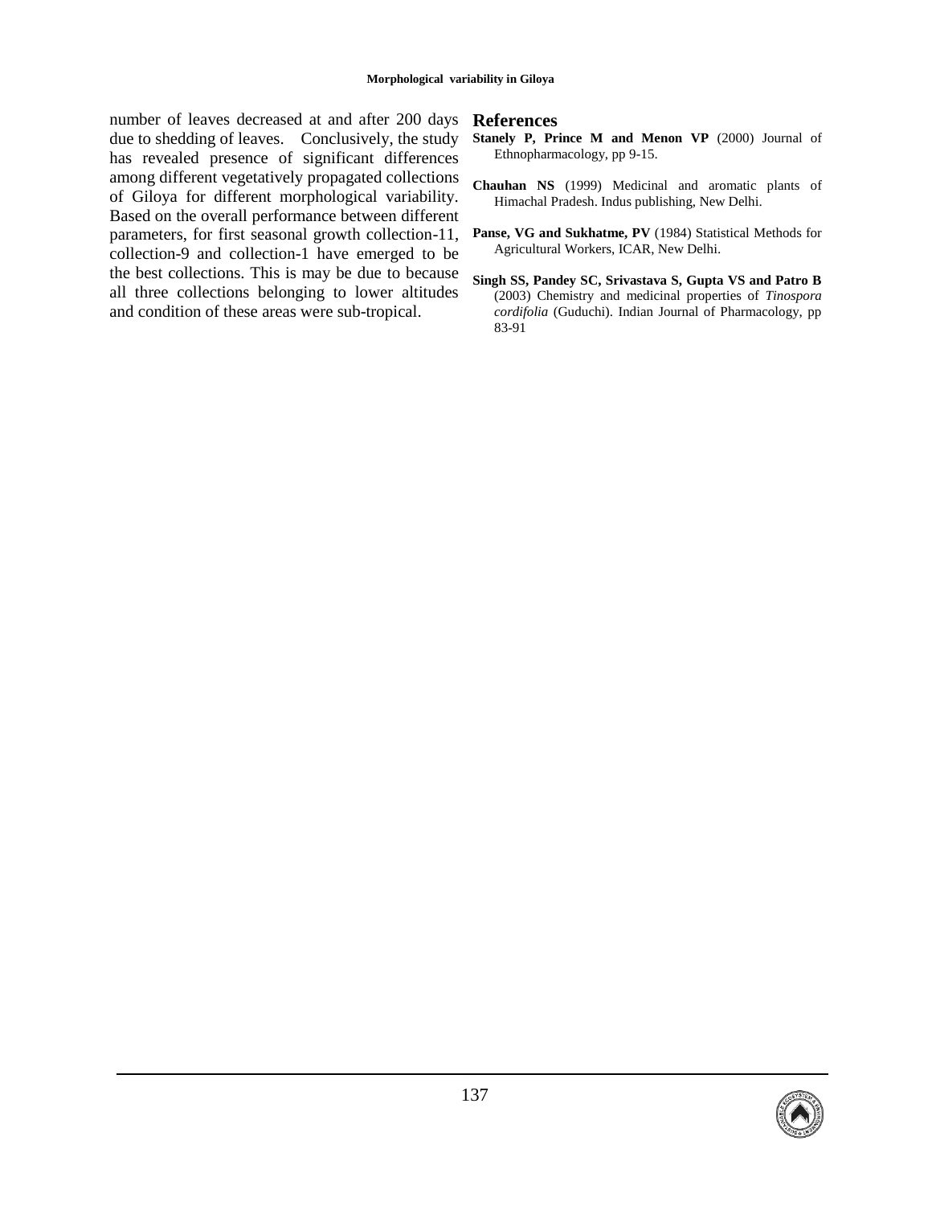number of leaves decreased at and after 200 days due to shedding of leaves. Conclusively, the study has revealed presence of significant differences among different vegetatively propagated collections of Giloya for different morphological variability. Based on the overall performance between different parameters, for first seasonal growth collection-11, collection-9 and collection-1 have emerged to be the best collections. This is may be due to because all three collections belonging to lower altitudes and condition of these areas were sub-tropical.

## References

**Stanely P, Prince M and Menon VP** (2000) Journal of Ethnopharmacology, pp 9-15.

**Chauhan NS** (1999) Medicinal and aromatic plants of Himachal Pradesh. Indus publishing, New Delhi.

**Panse, VG and Sukhatme, PV** (1984) Statistical Methods for Agricultural Workers, ICAR, New Delhi.

**Singh SS, Pandey SC, Srivastava S, Gupta VS and Patro B** (2003) Chemistry and medicinal properties of *Tinospora cordifolia* (Guduchi). Indian Journal of Pharmacology, pp 83-91